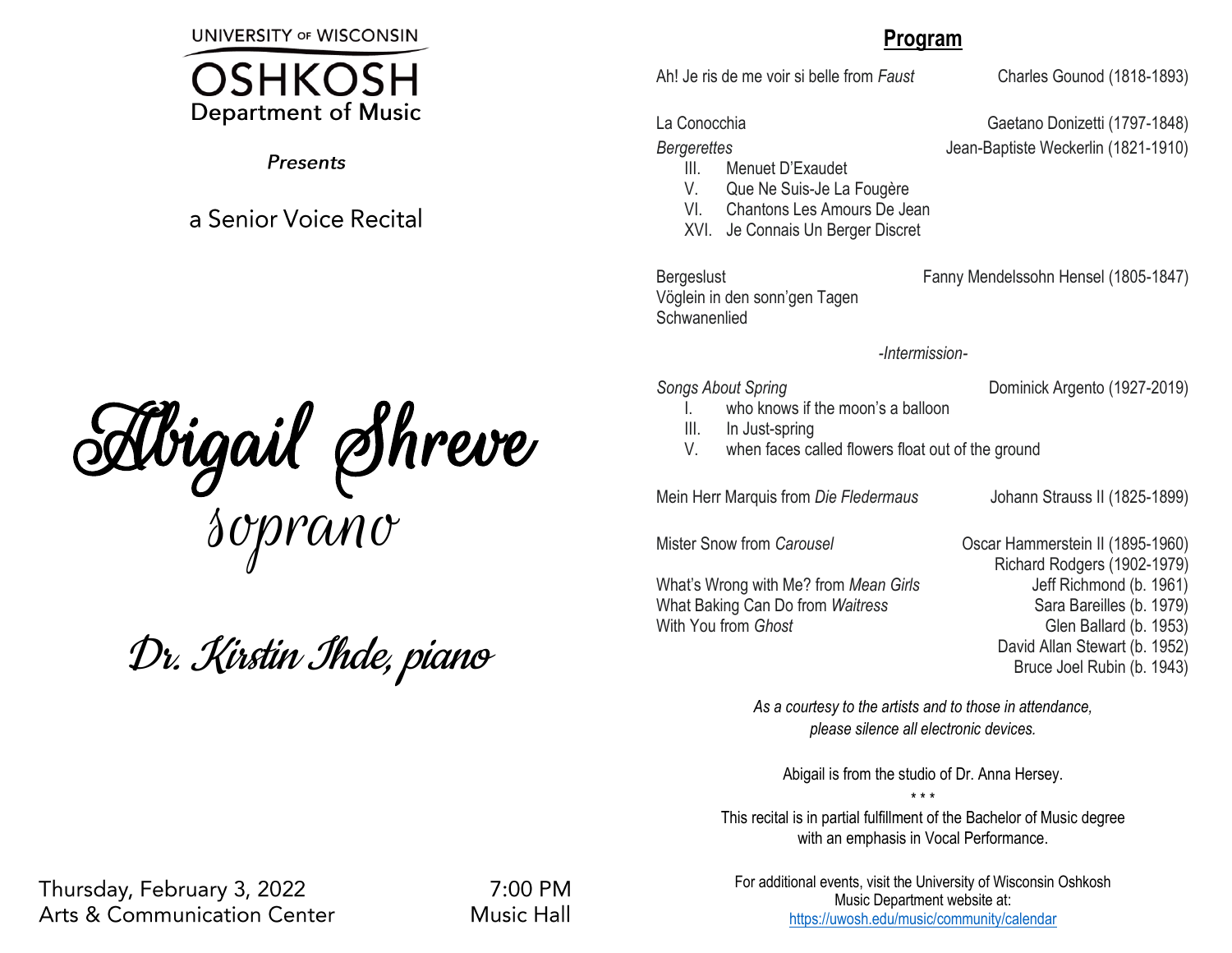UNIVERSITY OF WISCONSIN

# OSHKOSH

Department of Music

*Presents*

a Senior Voice Recital

# Abigail Shreve

soprano

Dr. Kirstin Ihde, piano

Thursday, February 3, 2022 — 7:00 PM

Arts & Communication Center — Music Hall

## Program

| | |
|---|---|
| Ah! Je ris de me voir si belle from *Faust* | Charles Gounod (1818-1893) |
| La Conocchia | Gaetano Donizetti (1797-1848) |
| *Bergerettes* | Jean-Baptiste Weckerlin (1821-1910) |
| III. Menuet D'Exaudet | |
| V. Que Ne Suis-Je La Fougère | |
| VI. Chantons Les Amours De Jean | |
| XVI. Je Connais Un Berger Discret | |
| Bergeslust | Fanny Mendelssohn Hensel (1805-1847) |
| Vöglein in den sonn'gen Tagen | |
| Schwanenlied | |

*-Intermission-*

| | |
|---|---|
| *Songs About Spring* | Dominick Argento (1927-2019) |
| I. who knows if the moon's a balloon | |
| III. In Just-spring | |
| V. when faces called flowers float out of the ground | |
| Mein Herr Marquis from *Die Fledermaus* | Johann Strauss II (1825-1899) |
| Mister Snow from *Carousel* | Oscar Hammerstein II (1895-1960) |
| | Richard Rodgers (1902-1979) |
| What's Wrong with Me? from *Mean Girls* | Jeff Richmond (b. 1961) |
| What Baking Can Do from *Waitress* | Sara Bareilles (b. 1979) |
| With You from *Ghost* | Glen Ballard (b. 1953) |
| | David Allan Stewart (b. 1952) |
| | Bruce Joel Rubin (b. 1943) |

*As a courtesy to the artists and to those in attendance, please silence all electronic devices.*

Abigail is from the studio of Dr. Anna Hersey.

\* \* \*

This recital is in partial fulfillment of the Bachelor of Music degree with an emphasis in Vocal Performance.

For additional events, visit the University of Wisconsin Oshkosh Music Department website at:
https://uwosh.edu/music/community/calendar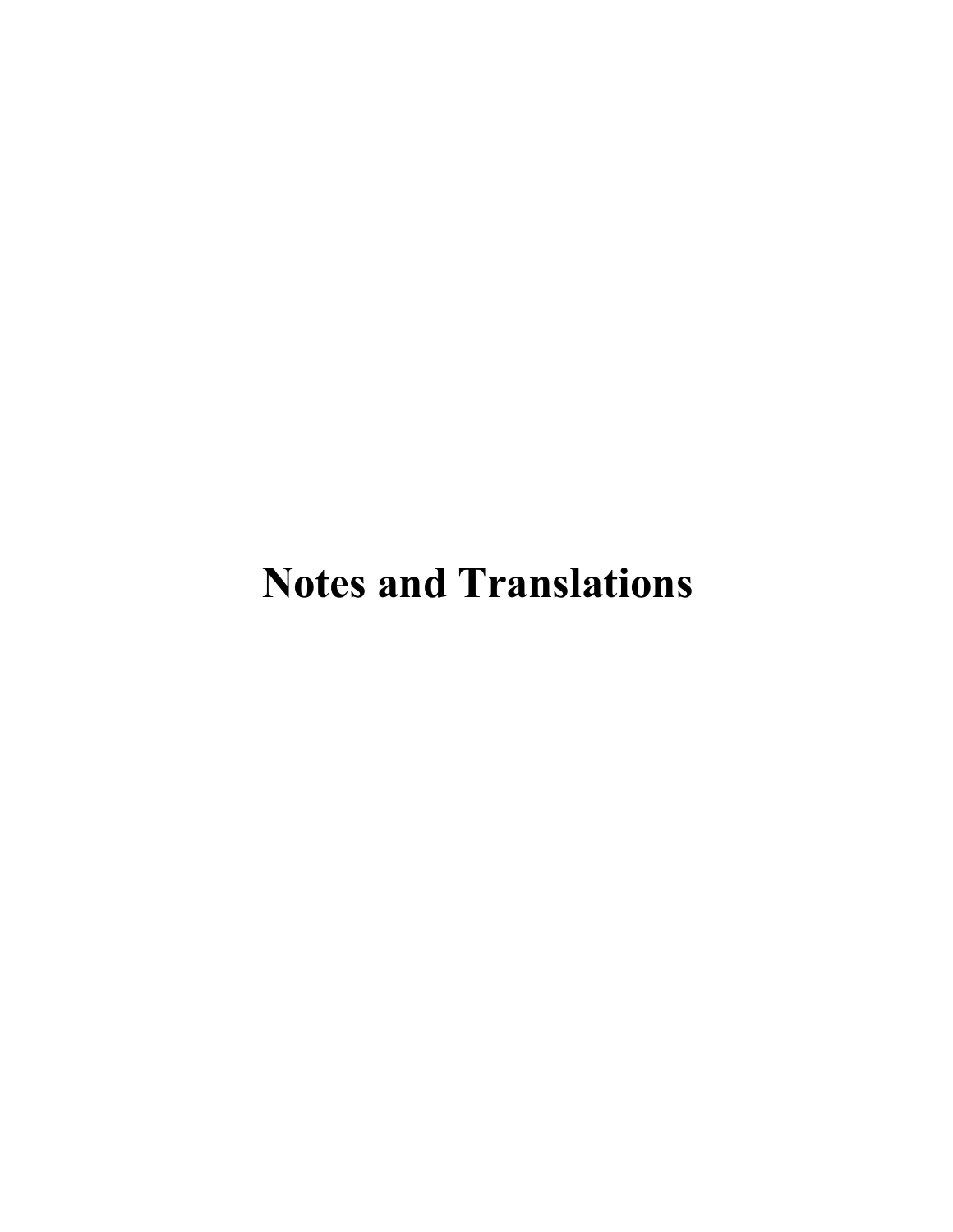# Notes and Translations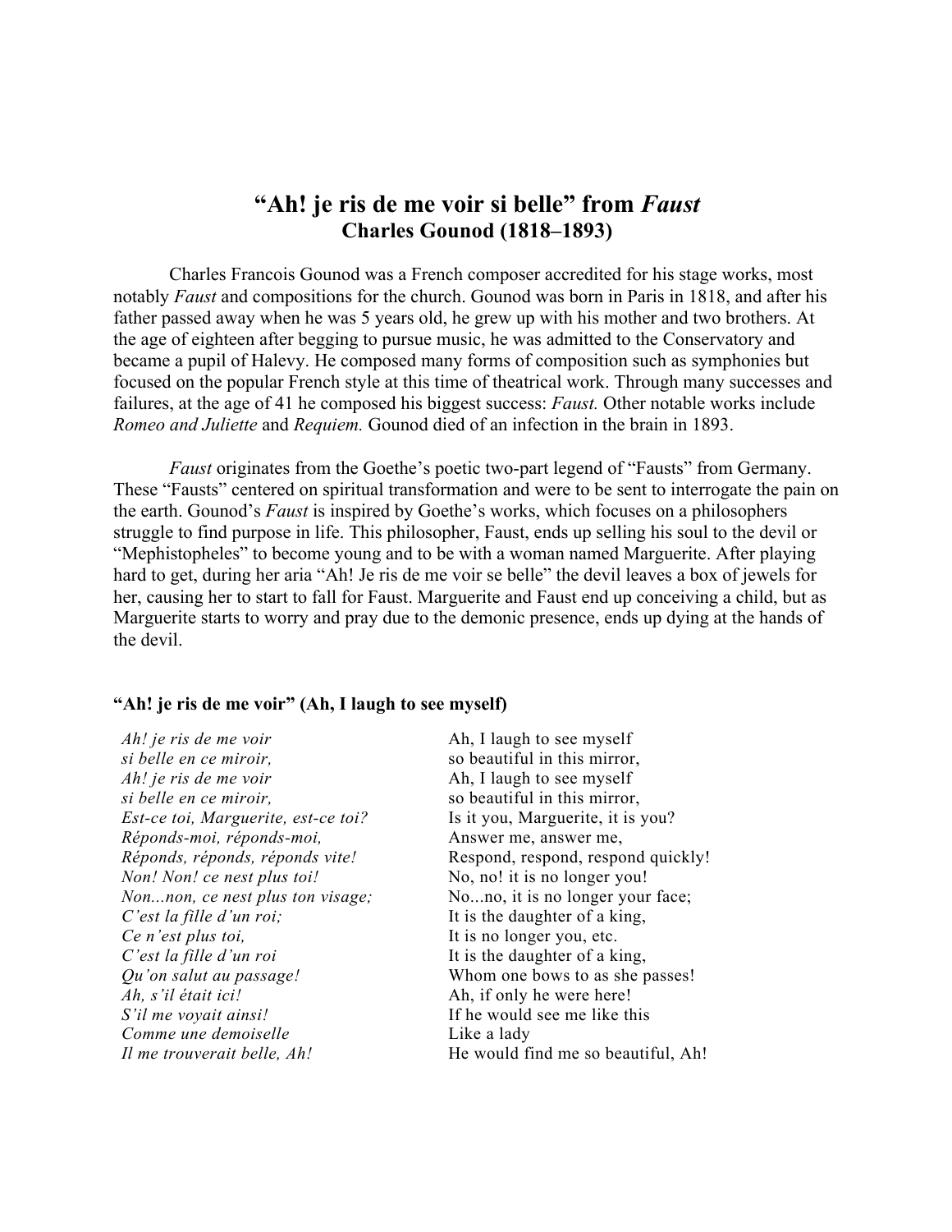# "Ah! je ris de me voir si belle" from *Faust*
## Charles Gounod (1818–1893)

Charles Francois Gounod was a French composer accredited for his stage works, most notably *Faust* and compositions for the church. Gounod was born in Paris in 1818, and after his father passed away when he was 5 years old, he grew up with his mother and two brothers. At the age of eighteen after begging to pursue music, he was admitted to the Conservatory and became a pupil of Halevy. He composed many forms of composition such as symphonies but focused on the popular French style at this time of theatrical work. Through many successes and failures, at the age of 41 he composed his biggest success: *Faust.* Other notable works include *Romeo and Juliette* and *Requiem.* Gounod died of an infection in the brain in 1893.

*Faust* originates from the Goethe's poetic two-part legend of "Fausts" from Germany. These "Fausts" centered on spiritual transformation and were to be sent to interrogate the pain on the earth. Gounod's *Faust* is inspired by Goethe's works, which focuses on a philosophers struggle to find purpose in life. This philosopher, Faust, ends up selling his soul to the devil or "Mephistopheles" to become young and to be with a woman named Marguerite. After playing hard to get, during her aria "Ah! Je ris de me voir se belle" the devil leaves a box of jewels for her, causing her to start to fall for Faust. Marguerite and Faust end up conceiving a child, but as Marguerite starts to worry and pray due to the demonic presence, ends up dying at the hands of the devil.

**"Ah! je ris de me voir" (Ah, I laugh to see myself)**

| | |
|---|---|
| *Ah! je ris de me voir* | Ah, I laugh to see myself |
| *si belle en ce miroir,* | so beautiful in this mirror, |
| *Ah! je ris de me voir* | Ah, I laugh to see myself |
| *si belle en ce miroir,* | so beautiful in this mirror, |
| *Est-ce toi, Marguerite, est-ce toi?* | Is it you, Marguerite, it is you? |
| *Réponds-moi, réponds-moi,* | Answer me, answer me, |
| *Réponds, réponds, réponds vite!* | Respond, respond, respond quickly! |
| *Non! Non! ce nest plus toi!* | No, no! it is no longer you! |
| *Non...non, ce nest plus ton visage;* | No...no, it is no longer your face; |
| *C'est la fille d'un roi;* | It is the daughter of a king, |
| *Ce n'est plus toi,* | It is no longer you, etc. |
| *C'est la fille d'un roi* | It is the daughter of a king, |
| *Qu'on salut au passage!* | Whom one bows to as she passes! |
| *Ah, s'il était ici!* | Ah, if only he were here! |
| *S'il me voyait ainsi!* | If he would see me like this |
| *Comme une demoiselle* | Like a lady |
| *Il me trouverait belle, Ah!* | He would find me so beautiful, Ah! |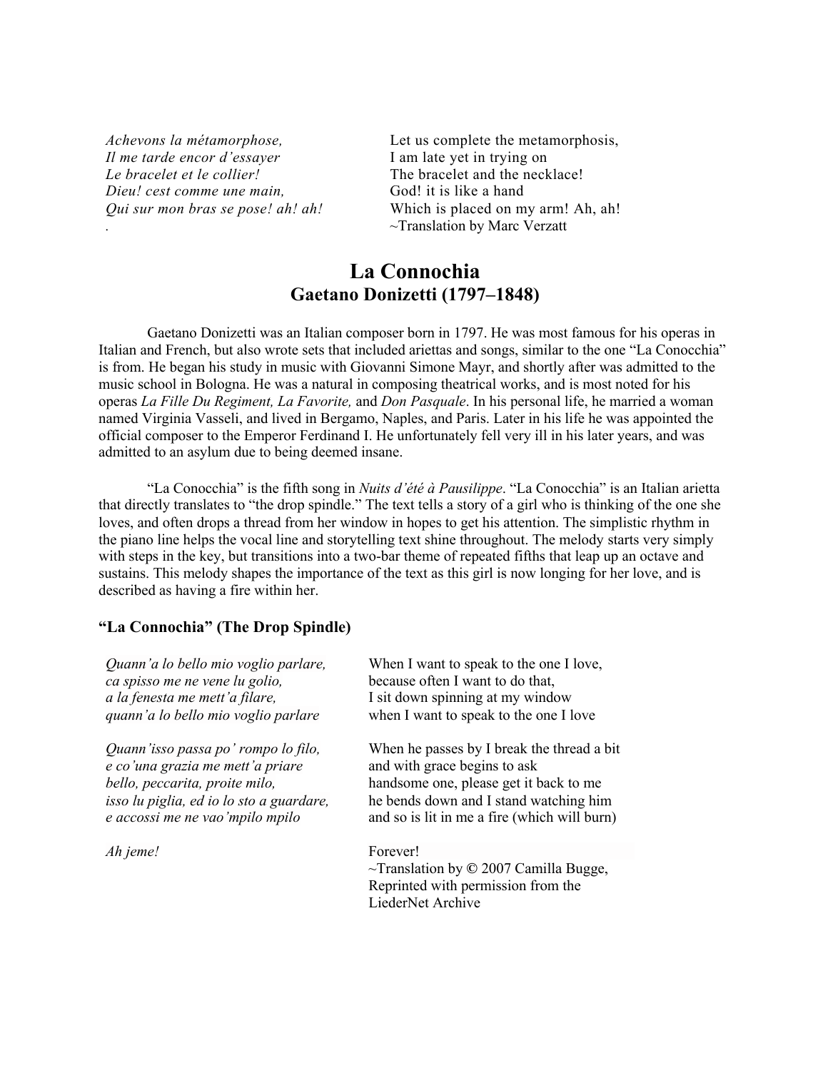| | |
|---|---|
| *Achevons la métamorphose,* | Let us complete the metamorphosis, |
| *Il me tarde encor d'essayer* | I am late yet in trying on |
| *Le bracelet et le collier!* | The bracelet and the necklace! |
| *Dieu! cest comme une main,* | God! it is like a hand |
| *Qui sur mon bras se pose! ah! ah!* | Which is placed on my arm! Ah, ah! |
| . | ~Translation by Marc Verzatt |

# La Connochia
## Gaetano Donizetti (1797–1848)

Gaetano Donizetti was an Italian composer born in 1797. He was most famous for his operas in Italian and French, but also wrote sets that included ariettas and songs, similar to the one "La Conocchia" is from. He began his study in music with Giovanni Simone Mayr, and shortly after was admitted to the music school in Bologna. He was a natural in composing theatrical works, and is most noted for his operas *La Fille Du Regiment, La Favorite,* and *Don Pasquale*. In his personal life, he married a woman named Virginia Vasseli, and lived in Bergamo, Naples, and Paris. Later in his life he was appointed the official composer to the Emperor Ferdinand I. He unfortunately fell very ill in his later years, and was admitted to an asylum due to being deemed insane.

"La Conocchia" is the fifth song in *Nuits d'été à Pausilippe*. "La Conocchia" is an Italian arietta that directly translates to "the drop spindle." The text tells a story of a girl who is thinking of the one she loves, and often drops a thread from her window in hopes to get his attention. The simplistic rhythm in the piano line helps the vocal line and storytelling text shine throughout. The melody starts very simply with steps in the key, but transitions into a two-bar theme of repeated fifths that leap up an octave and sustains. This melody shapes the importance of the text as this girl is now longing for her love, and is described as having a fire within her.

### "La Connochia" (The Drop Spindle)

| | |
|---|---|
| *Quann'a lo bello mio voglio parlare,* | When I want to speak to the one I love, |
| *ca spisso me ne vene lu golio,* | because often I want to do that, |
| *a la fenesta me mett'a filare,* | I sit down spinning at my window |
| *quann'a lo bello mio voglio parlare* | when I want to speak to the one I love |
| | |
| *Quann'isso passa po' rompo lo filo,* | When he passes by I break the thread a bit |
| *e co'una grazia me mett'a priare* | and with grace begins to ask |
| *bello, peccarita, proite milo,* | handsome one, please get it back to me |
| *isso lu piglia, ed io lo sto a guardare,* | he bends down and I stand watching him |
| *e accossi me ne vao'mpilo mpilo* | and so is lit in me a fire (which will burn) |
| | |
| *Ah jeme!* | Forever! |
| | ~Translation by © 2007 Camilla Bugge, Reprinted with permission from the LiederNet Archive |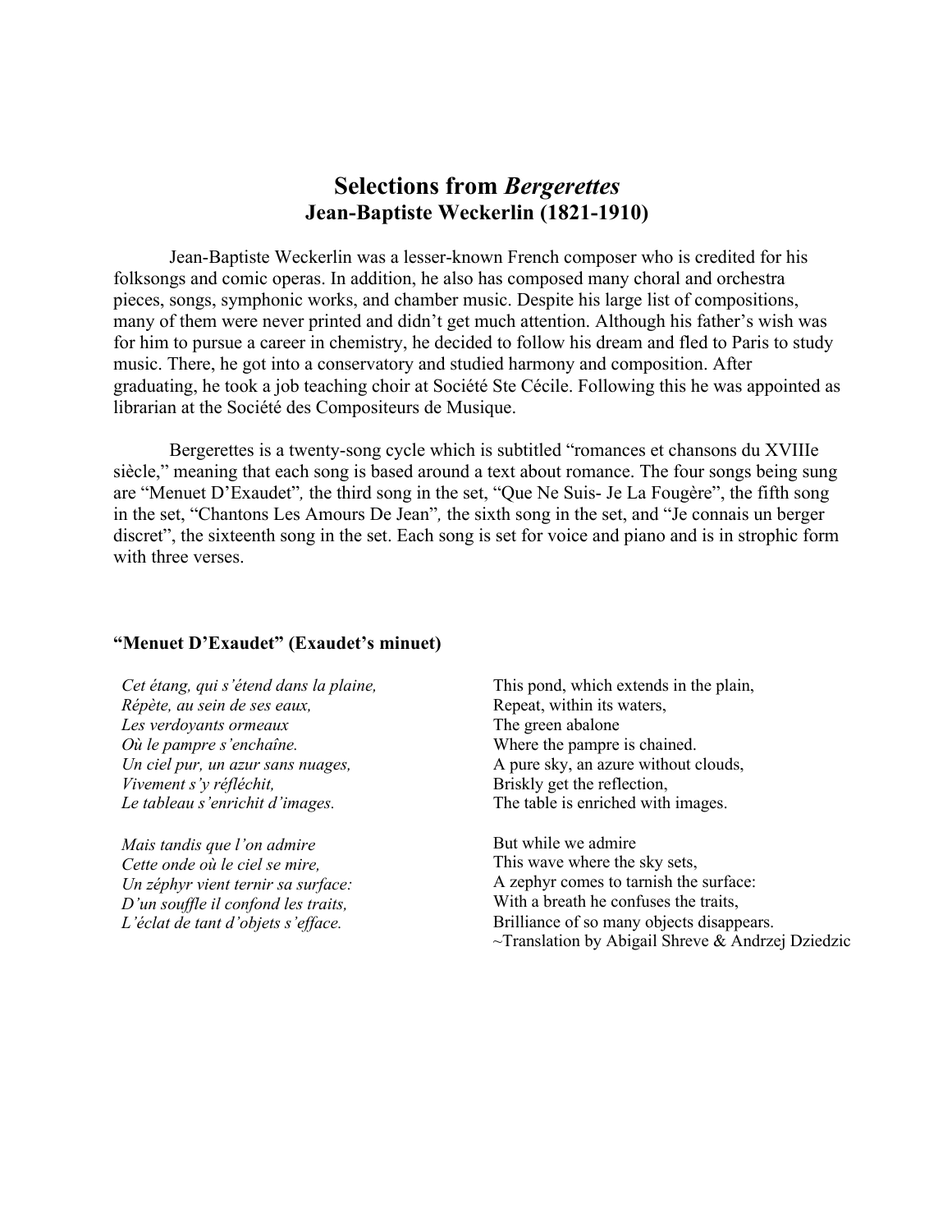# Selections from *Bergerettes*
## Jean-Baptiste Weckerlin (1821-1910)

Jean-Baptiste Weckerlin was a lesser-known French composer who is credited for his folksongs and comic operas. In addition, he also has composed many choral and orchestra pieces, songs, symphonic works, and chamber music. Despite his large list of compositions, many of them were never printed and didn't get much attention. Although his father's wish was for him to pursue a career in chemistry, he decided to follow his dream and fled to Paris to study music. There, he got into a conservatory and studied harmony and composition. After graduating, he took a job teaching choir at Société Ste Cécile. Following this he was appointed as librarian at the Société des Compositeurs de Musique.

Bergerettes is a twenty-song cycle which is subtitled "romances et chansons du XVIIIe siècle," meaning that each song is based around a text about romance. The four songs being sung are "Menuet D'Exaudet"*,* the third song in the set, "Que Ne Suis- Je La Fougère", the fifth song in the set, "Chantons Les Amours De Jean"*,* the sixth song in the set, and "Je connais un berger discret", the sixteenth song in the set. Each song is set for voice and piano and is in strophic form with three verses.

### "Menuet D'Exaudet" (Exaudet's minuet)

*Cet étang, qui s'étend dans la plaine,*
*Répète, au sein de ses eaux,*
*Les verdoyants ormeaux*
*Où le pampre s'enchaîne.*
*Un ciel pur, un azur sans nuages,*
*Vivement s'y réfléchit,*
*Le tableau s'enrichit d'images.*

*Mais tandis que l'on admire*
*Cette onde où le ciel se mire,*
*Un zéphyr vient ternir sa surface:*
*D'un souffle il confond les traits,*
*L'éclat de tant d'objets s'efface.*

This pond, which extends in the plain,
Repeat, within its waters,
The green abalone
Where the pampre is chained.
A pure sky, an azure without clouds,
Briskly get the reflection,
The table is enriched with images.

But while we admire
This wave where the sky sets,
A zephyr comes to tarnish the surface:
With a breath he confuses the traits,
Brilliance of so many objects disappears.
~Translation by Abigail Shreve & Andrzej Dziedzic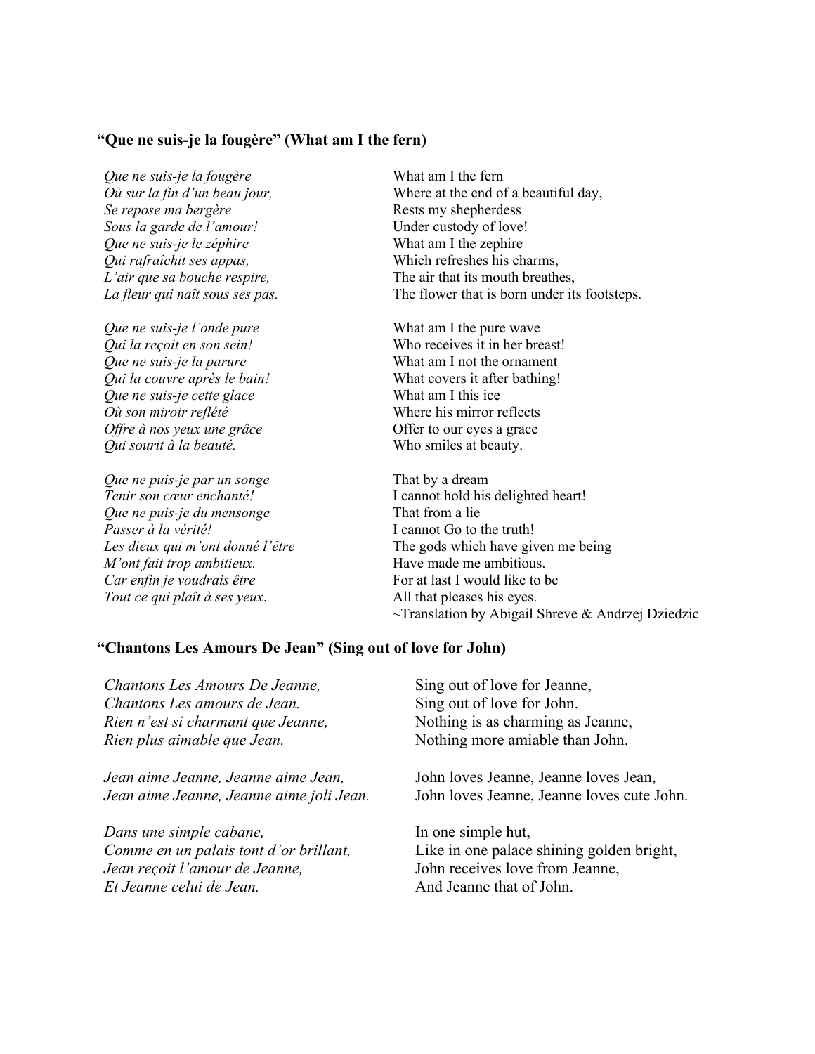**"Que ne suis-je la fougère" (What am I the fern)**

| | |
|---|---|
| *Que ne suis-je la fougère* | What am I the fern |
| *Où sur la fin d'un beau jour,* | Where at the end of a beautiful day, |
| *Se repose ma bergère* | Rests my shepherdess |
| *Sous la garde de l'amour!* | Under custody of love! |
| *Que ne suis-je le zéphire* | What am I the zephire |
| *Qui rafraîchit ses appas,* | Which refreshes his charms, |
| *L'air que sa bouche respire,* | The air that its mouth breathes, |
| *La fleur qui naît sous ses pas.* | The flower that is born under its footsteps. |
| | |
| *Que ne suis-je l'onde pure* | What am I the pure wave |
| *Qui la reçoit en son sein!* | Who receives it in her breast! |
| *Que ne suis-je la parure* | What am I not the ornament |
| *Qui la couvre après le bain!* | What covers it after bathing! |
| *Que ne suis-je cette glace* | What am I this ice |
| *Où son miroir reflété* | Where his mirror reflects |
| *Offre à nos yeux une grâce* | Offer to our eyes a grace |
| *Qui sourit à la beauté.* | Who smiles at beauty. |
| | |
| *Que ne puis-je par un songe* | That by a dream |
| *Tenir son cœur enchanté!* | I cannot hold his delighted heart! |
| *Que ne puis-je du mensonge* | That from a lie |
| *Passer à la vérité!* | I cannot Go to the truth! |
| *Les dieux qui m'ont donné l'être* | The gods which have given me being |
| *M'ont fait trop ambitieux.* | Have made me ambitious. |
| *Car enfin je voudrais être* | For at last I would like to be |
| *Tout ce qui plaît à ses yeux.* | All that pleases his eyes. |

~Translation by Abigail Shreve & Andrzej Dziedzic

**"Chantons Les Amours De Jean" (Sing out of love for John)**

| | |
|---|---|
| *Chantons Les Amours De Jeanne,* | Sing out of love for Jeanne, |
| *Chantons Les amours de Jean.* | Sing out of love for John. |
| *Rien n'est si charmant que Jeanne,* | Nothing is as charming as Jeanne, |
| *Rien plus aimable que Jean.* | Nothing more amiable than John. |
| | |
| *Jean aime Jeanne, Jeanne aime Jean,* | John loves Jeanne, Jeanne loves Jean, |
| *Jean aime Jeanne, Jeanne aime joli Jean.* | John loves Jeanne, Jeanne loves cute John. |
| | |
| *Dans une simple cabane,* | In one simple hut, |
| *Comme en un palais tont d'or brillant,* | Like in one palace shining golden bright, |
| *Jean reçoit l'amour de Jeanne,* | John receives love from Jeanne, |
| *Et Jeanne celui de Jean.* | And Jeanne that of John. |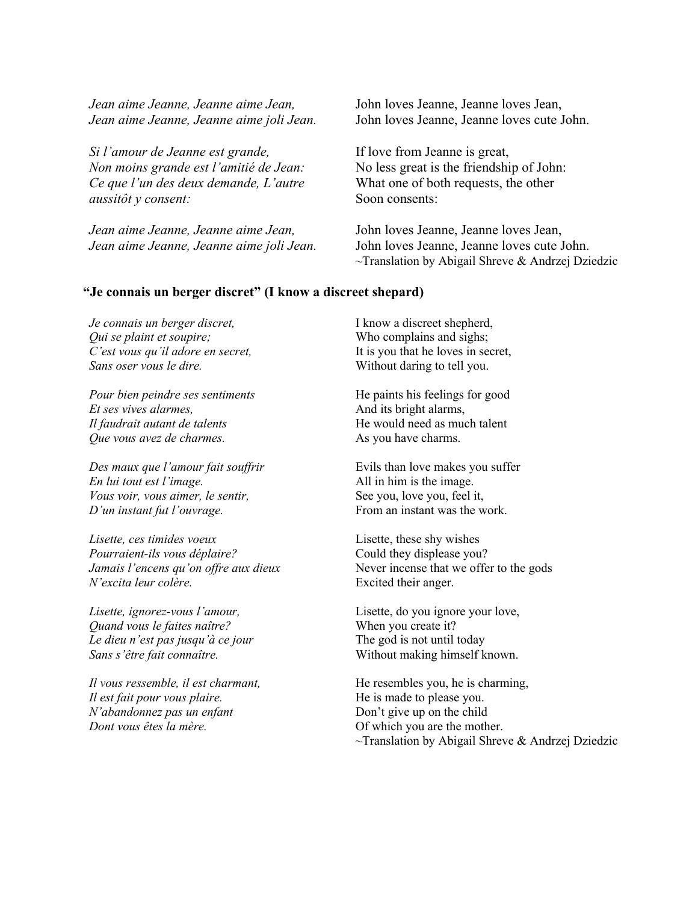| | |
|---|---|
| *Jean aime Jeanne, Jeanne aime Jean,*<br>*Jean aime Jeanne, Jeanne aime joli Jean.* | John loves Jeanne, Jeanne loves Jean,<br>John loves Jeanne, Jeanne loves cute John. |
| *Si l'amour de Jeanne est grande,*<br>*Non moins grande est l'amitié de Jean:*<br>*Ce que l'un des deux demande, L'autre*<br>*aussitôt y consent:* | If love from Jeanne is great,<br>No less great is the friendship of John:<br>What one of both requests, the other<br>Soon consents: |
| *Jean aime Jeanne, Jeanne aime Jean,*<br>*Jean aime Jeanne, Jeanne aime joli Jean.* | John loves Jeanne, Jeanne loves Jean,<br>John loves Jeanne, Jeanne loves cute John.<br>~Translation by Abigail Shreve & Andrzej Dziedzic |

### "Je connais un berger discret" (I know a discreet shepard)

| | |
|---|---|
| *Je connais un berger discret,*<br>*Qui se plaint et soupire;*<br>*C'est vous qu'il adore en secret,*<br>*Sans oser vous le dire.* | I know a discreet shepherd,<br>Who complains and sighs;<br>It is you that he loves in secret,<br>Without daring to tell you. |
| *Pour bien peindre ses sentiments*<br>*Et ses vives alarmes,*<br>*Il faudrait autant de talents*<br>*Que vous avez de charmes.* | He paints his feelings for good<br>And its bright alarms,<br>He would need as much talent<br>As you have charms. |
| *Des maux que l'amour fait souffrir*<br>*En lui tout est l'image.*<br>*Vous voir, vous aimer, le sentir,*<br>*D'un instant fut l'ouvrage.* | Evils than love makes you suffer<br>All in him is the image.<br>See you, love you, feel it,<br>From an instant was the work. |
| *Lisette, ces timides voeux*<br>*Pourraient-ils vous déplaire?*<br>*Jamais l'encens qu'on offre aux dieux*<br>*N'excita leur colère.* | Lisette, these shy wishes<br>Could they displease you?<br>Never incense that we offer to the gods<br>Excited their anger. |
| *Lisette, ignorez-vous l'amour,*<br>*Quand vous le faites naître?*<br>*Le dieu n'est pas jusqu'à ce jour*<br>*Sans s'être fait connaître.* | Lisette, do you ignore your love,<br>When you create it?<br>The god is not until today<br>Without making himself known. |
| *Il vous ressemble, il est charmant,*<br>*Il est fait pour vous plaire.*<br>*N'abandonnez pas un enfant*<br>*Dont vous êtes la mère.* | He resembles you, he is charming,<br>He is made to please you.<br>Don't give up on the child<br>Of which you are the mother.<br>~Translation by Abigail Shreve & Andrzej Dziedzic |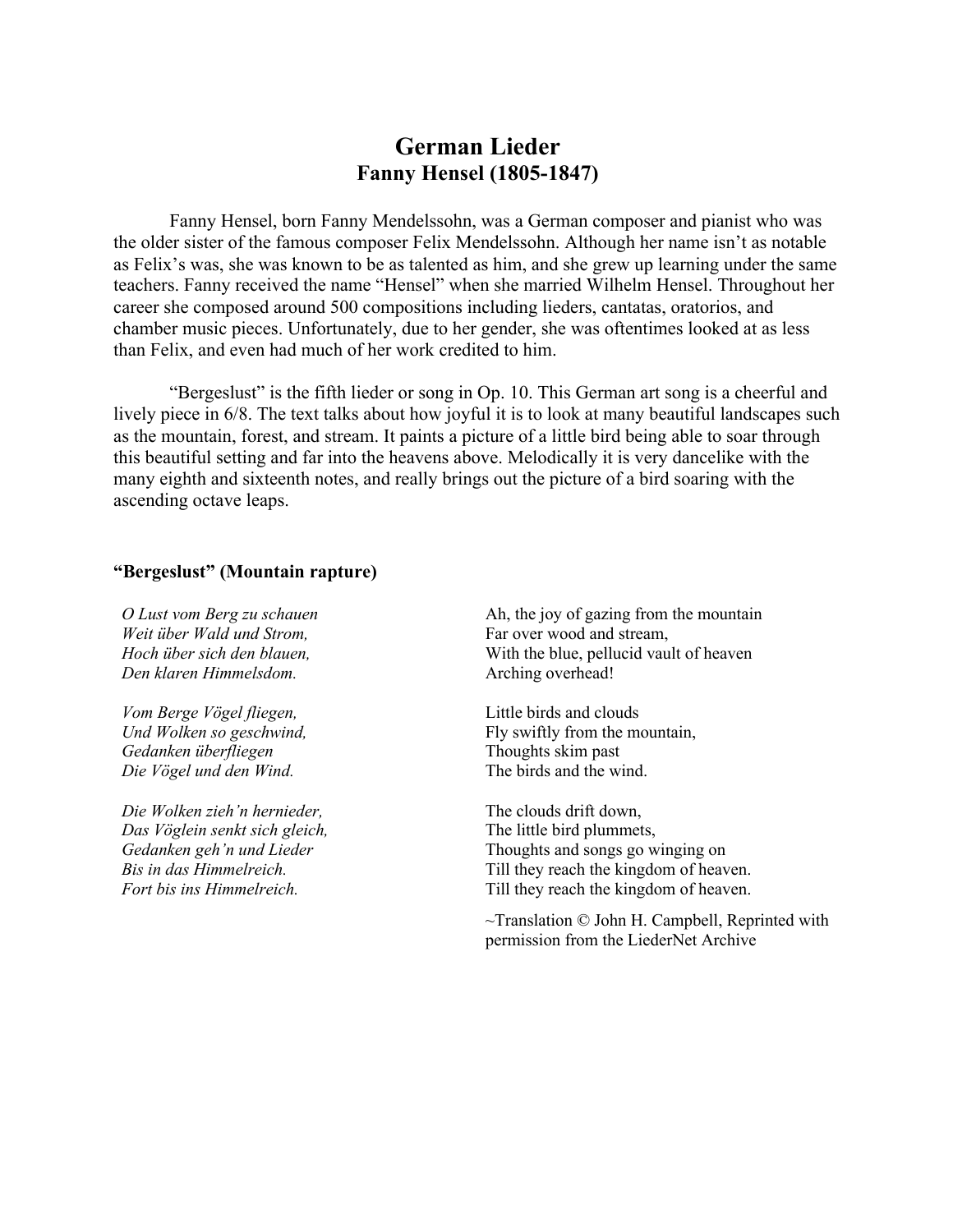# German Lieder

## Fanny Hensel (1805-1847)

Fanny Hensel, born Fanny Mendelssohn, was a German composer and pianist who was the older sister of the famous composer Felix Mendelssohn. Although her name isn't as notable as Felix's was, she was known to be as talented as him, and she grew up learning under the same teachers. Fanny received the name "Hensel" when she married Wilhelm Hensel. Throughout her career she composed around 500 compositions including lieders, cantatas, oratorios, and chamber music pieces. Unfortunately, due to her gender, she was oftentimes looked at as less than Felix, and even had much of her work credited to him.

"Bergeslust" is the fifth lieder or song in Op. 10. This German art song is a cheerful and lively piece in 6/8. The text talks about how joyful it is to look at many beautiful landscapes such as the mountain, forest, and stream. It paints a picture of a little bird being able to soar through this beautiful setting and far into the heavens above. Melodically it is very dancelike with the many eighth and sixteenth notes, and really brings out the picture of a bird soaring with the ascending octave leaps.

**"Bergeslust" (Mountain rapture)**

*O Lust vom Berg zu schauen*
*Weit über Wald und Strom,*
*Hoch über sich den blauen,*
*Den klaren Himmelsdom.*

*Vom Berge Vögel fliegen,*
*Und Wolken so geschwind,*
*Gedanken überfliegen*
*Die Vögel und den Wind.*

*Die Wolken zieh'n hernieder,*
*Das Vöglein senkt sich gleich,*
*Gedanken geh'n und Lieder*
*Bis in das Himmelreich.*
*Fort bis ins Himmelreich.*

Ah, the joy of gazing from the mountain
Far over wood and stream,
With the blue, pellucid vault of heaven
Arching overhead!

Little birds and clouds
Fly swiftly from the mountain,
Thoughts skim past
The birds and the wind.

The clouds drift down,
The little bird plummets,
Thoughts and songs go winging on
Till they reach the kingdom of heaven.
Till they reach the kingdom of heaven.

~Translation © John H. Campbell, Reprinted with permission from the LiederNet Archive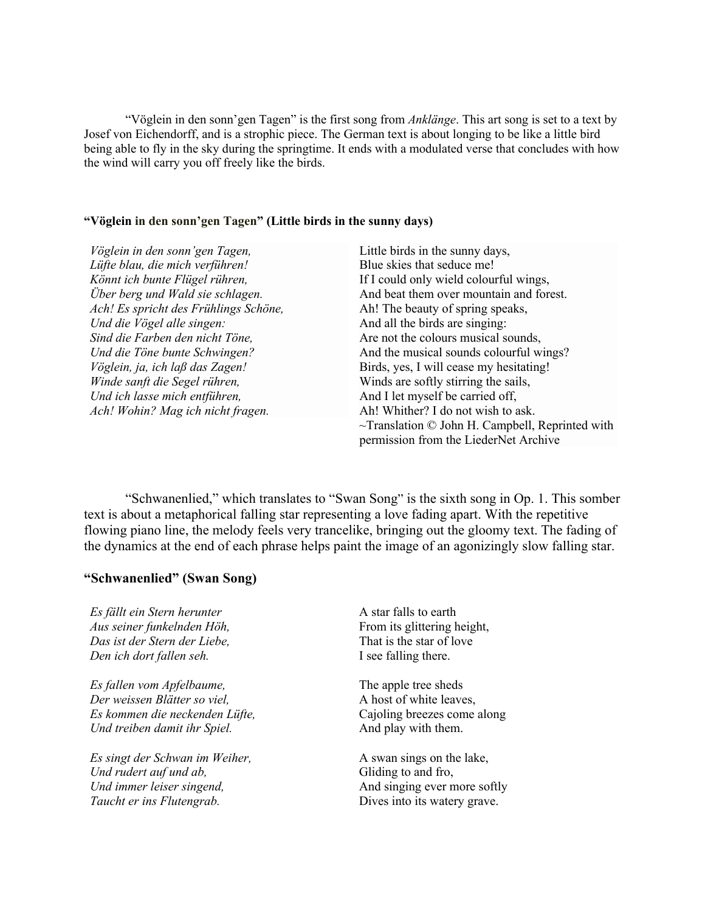"Vöglein in den sonn'gen Tagen" is the first song from *Anklänge*. This art song is set to a text by Josef von Eichendorff, and is a strophic piece. The German text is about longing to be like a little bird being able to fly in the sky during the springtime. It ends with a modulated verse that concludes with how the wind will carry you off freely like the birds.

**"Vöglein in den sonn'gen Tagen" (Little birds in the sunny days)**

| | |
|---|---|
| *Vöglein in den sonn'gen Tagen,* | Little birds in the sunny days, |
| *Lüfte blau, die mich verführen!* | Blue skies that seduce me! |
| *Könnt ich bunte Flügel rühren,* | If I could only wield colourful wings, |
| *Über berg und Wald sie schlagen.* | And beat them over mountain and forest. |
| *Ach! Es spricht des Frühlings Schöne,* | Ah! The beauty of spring speaks, |
| *Und die Vögel alle singen:* | And all the birds are singing: |
| *Sind die Farben den nicht Töne,* | Are not the colours musical sounds, |
| *Und die Töne bunte Schwingen?* | And the musical sounds colourful wings? |
| *Vöglein, ja, ich laß das Zagen!* | Birds, yes, I will cease my hesitating! |
| *Winde sanft die Segel rühren,* | Winds are softly stirring the sails, |
| *Und ich lasse mich entführen,* | And I let myself be carried off, |
| *Ach! Wohin? Mag ich nicht fragen.* | Ah! Whither? I do not wish to ask. |
| | ~Translation © John H. Campbell, Reprinted with permission from the LiederNet Archive |

"Schwanenlied," which translates to "Swan Song" is the sixth song in Op. 1. This somber text is about a metaphorical falling star representing a love fading apart. With the repetitive flowing piano line, the melody feels very trancelike, bringing out the gloomy text. The fading of the dynamics at the end of each phrase helps paint the image of an agonizingly slow falling star.

**"Schwanenlied" (Swan Song)**

| | |
|---|---|
| *Es fällt ein Stern herunter* | A star falls to earth |
| *Aus seiner funkelnden Höh,* | From its glittering height, |
| *Das ist der Stern der Liebe,* | That is the star of love |
| *Den ich dort fallen seh.* | I see falling there. |
| | |
| *Es fallen vom Apfelbaume,* | The apple tree sheds |
| *Der weissen Blätter so viel,* | A host of white leaves, |
| *Es kommen die neckenden Lüfte,* | Cajoling breezes come along |
| *Und treiben damit ihr Spiel.* | And play with them. |
| | |
| *Es singt der Schwan im Weiher,* | A swan sings on the lake, |
| *Und rudert auf und ab,* | Gliding to and fro, |
| *Und immer leiser singend,* | And singing ever more softly |
| *Taucht er ins Flutengrab.* | Dives into its watery grave. |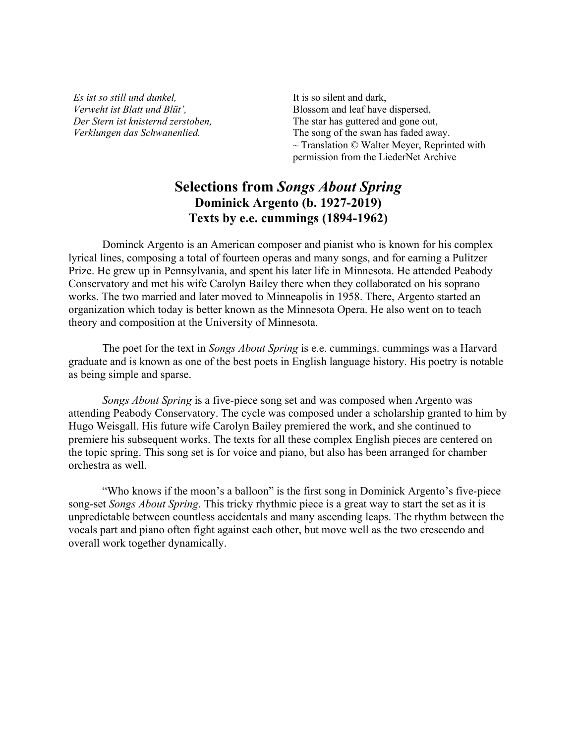| | |
|---|---|
| *Es ist so still und dunkel,* | It is so silent and dark, |
| *Verweht ist Blatt und Blüt',* | Blossom and leaf have dispersed, |
| *Der Stern ist knisternd zerstoben,* | The star has guttered and gone out, |
| *Verklungen das Schwanenlied.* | The song of the swan has faded away. |
| | ~ Translation © Walter Meyer, Reprinted with permission from the LiederNet Archive |

## Selections from *Songs About Spring*
### Dominick Argento (b. 1927-2019)
### Texts by e.e. cummings (1894-1962)

Dominck Argento is an American composer and pianist who is known for his complex lyrical lines, composing a total of fourteen operas and many songs, and for earning a Pulitzer Prize. He grew up in Pennsylvania, and spent his later life in Minnesota. He attended Peabody Conservatory and met his wife Carolyn Bailey there when they collaborated on his soprano works. The two married and later moved to Minneapolis in 1958. There, Argento started an organization which today is better known as the Minnesota Opera. He also went on to teach theory and composition at the University of Minnesota.

The poet for the text in *Songs About Spring* is e.e. cummings. cummings was a Harvard graduate and is known as one of the best poets in English language history. His poetry is notable as being simple and sparse.

*Songs About Spring* is a five-piece song set and was composed when Argento was attending Peabody Conservatory. The cycle was composed under a scholarship granted to him by Hugo Weisgall. His future wife Carolyn Bailey premiered the work, and she continued to premiere his subsequent works. The texts for all these complex English pieces are centered on the topic spring. This song set is for voice and piano, but also has been arranged for chamber orchestra as well.

"Who knows if the moon's a balloon" is the first song in Dominick Argento's five-piece song-set *Songs About Spring*. This tricky rhythmic piece is a great way to start the set as it is unpredictable between countless accidentals and many ascending leaps. The rhythm between the vocals part and piano often fight against each other, but move well as the two crescendo and overall work together dynamically.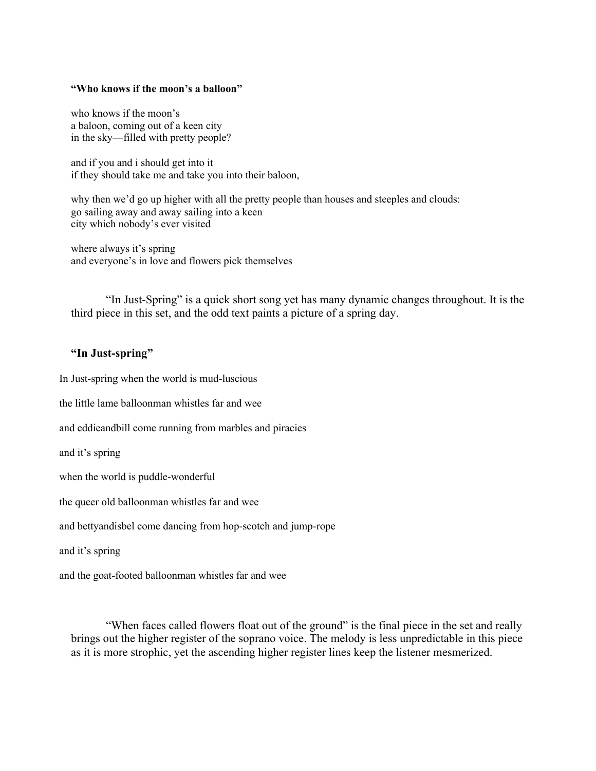**"Who knows if the moon's a balloon"**

who knows if the moon's  
a baloon, coming out of a keen city  
in the sky—filled with pretty people?

and if you and i should get into it  
if they should take me and take you into their baloon,

why then we'd go up higher with all the pretty people than houses and steeples and clouds:  
go sailing away and away sailing into a keen  
city which nobody's ever visited

where always it's spring  
and everyone's in love and flowers pick themselves

"In Just-Spring" is a quick short song yet has many dynamic changes throughout. It is the third piece in this set, and the odd text paints a picture of a spring day.

**"In Just-spring"**

In Just-spring when the world is mud-luscious

the little lame balloonman whistles far and wee

and eddieandbill come running from marbles and piracies

and it's spring

when the world is puddle-wonderful

the queer old balloonman whistles far and wee

and bettyandisbel come dancing from hop-scotch and jump-rope

and it's spring

and the goat-footed balloonman whistles far and wee

"When faces called flowers float out of the ground" is the final piece in the set and really brings out the higher register of the soprano voice. The melody is less unpredictable in this piece as it is more strophic, yet the ascending higher register lines keep the listener mesmerized.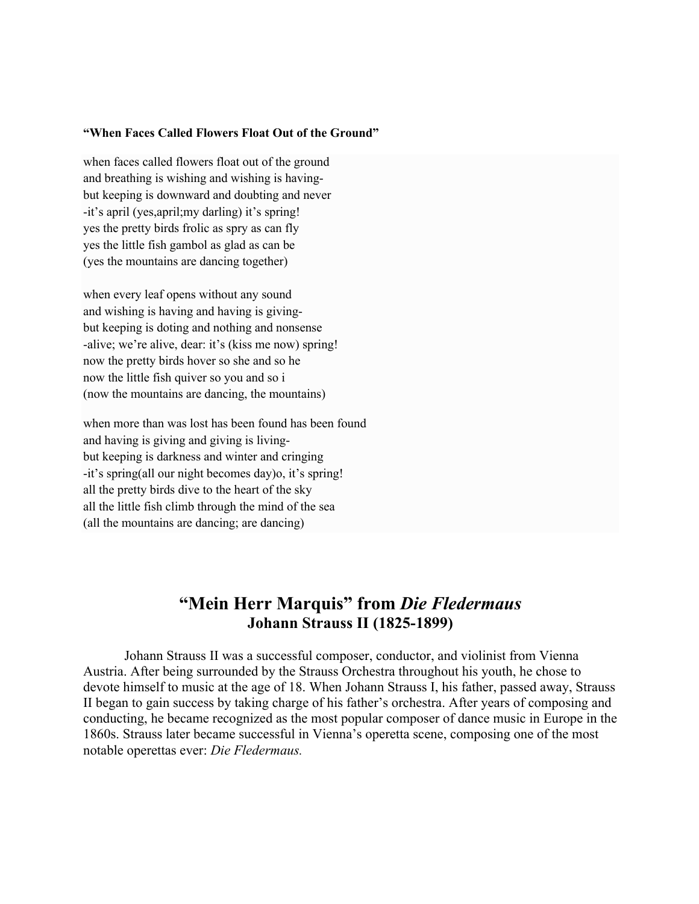**“When Faces Called Flowers Float Out of the Ground”**

when faces called flowers float out of the ground  
and breathing is wishing and wishing is having-  
but keeping is downward and doubting and never  
-it’s april (yes,april;my darling) it’s spring!  
yes the pretty birds frolic as spry as can fly  
yes the little fish gambol as glad as can be  
(yes the mountains are dancing together)

when every leaf opens without any sound  
and wishing is having and having is giving-  
but keeping is doting and nothing and nonsense  
-alive; we’re alive, dear: it’s (kiss me now) spring!  
now the pretty birds hover so she and so he  
now the little fish quiver so you and so i  
(now the mountains are dancing, the mountains)

when more than was lost has been found has been found  
and having is giving and giving is living-  
but keeping is darkness and winter and cringing  
-it’s spring(all our night becomes day)o, it’s spring!  
all the pretty birds dive to the heart of the sky  
all the little fish climb through the mind of the sea  
(all the mountains are dancing; are dancing)

## “Mein Herr Marquis” from *Die Fledermaus*
### Johann Strauss II (1825-1899)

Johann Strauss II was a successful composer, conductor, and violinist from Vienna Austria. After being surrounded by the Strauss Orchestra throughout his youth, he chose to devote himself to music at the age of 18. When Johann Strauss I, his father, passed away, Strauss II began to gain success by taking charge of his father’s orchestra. After years of composing and conducting, he became recognized as the most popular composer of dance music in Europe in the 1860s. Strauss later became successful in Vienna’s operetta scene, composing one of the most notable operettas ever: *Die Fledermaus.*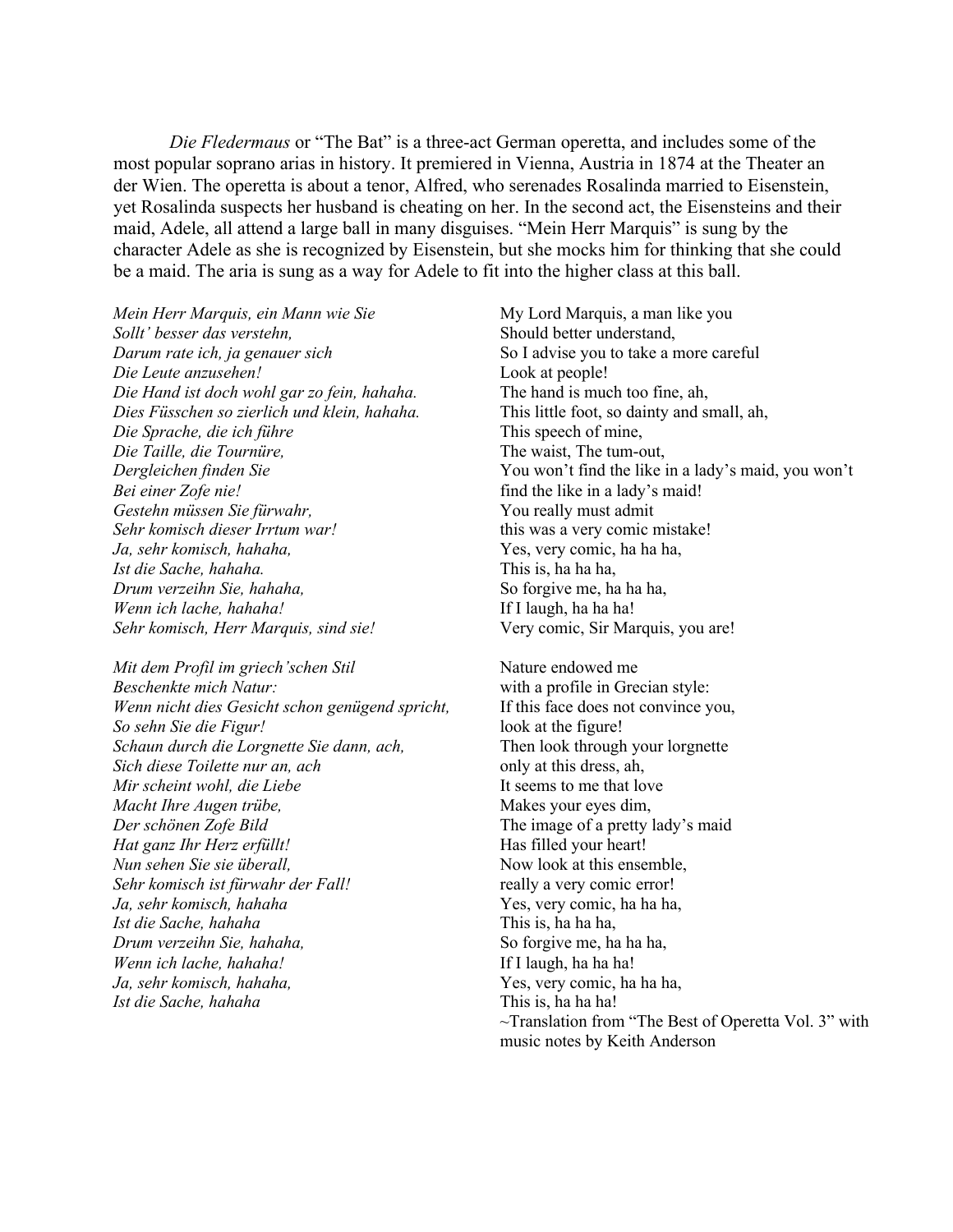*Die Fledermaus* or "The Bat" is a three-act German operetta, and includes some of the most popular soprano arias in history. It premiered in Vienna, Austria in 1874 at the Theater an der Wien. The operetta is about a tenor, Alfred, who serenades Rosalinda married to Eisenstein, yet Rosalinda suspects her husband is cheating on her. In the second act, the Eisensteins and their maid, Adele, all attend a large ball in many disguises. "Mein Herr Marquis" is sung by the character Adele as she is recognized by Eisenstein, but she mocks him for thinking that she could be a maid. The aria is sung as a way for Adele to fit into the higher class at this ball.

| | |
|---|---|
| *Mein Herr Marquis, ein Mann wie Sie* | My Lord Marquis, a man like you |
| *Sollt' besser das verstehn,* | Should better understand, |
| *Darum rate ich, ja genauer sich* | So I advise you to take a more careful |
| *Die Leute anzusehen!* | Look at people! |
| *Die Hand ist doch wohl gar zo fein, hahaha.* | The hand is much too fine, ah, |
| *Dies Füsschen so zierlich und klein, hahaha.* | This little foot, so dainty and small, ah, |
| *Die Sprache, die ich führe* | This speech of mine, |
| *Die Taille, die Tournüre,* | The waist, The tum-out, |
| *Dergleichen finden Sie* | You won't find the like in a lady's maid, you won't |
| *Bei einer Zofe nie!* | find the like in a lady's maid! |
| *Gestehn müssen Sie fürwahr,* | You really must admit |
| *Sehr komisch dieser Irrtum war!* | this was a very comic mistake! |
| *Ja, sehr komisch, hahaha,* | Yes, very comic, ha ha ha, |
| *Ist die Sache, hahaha.* | This is, ha ha ha, |
| *Drum verzeihn Sie, hahaha,* | So forgive me, ha ha ha, |
| *Wenn ich lache, hahaha!* | If I laugh, ha ha ha! |
| *Sehr komisch, Herr Marquis, sind sie!* | Very comic, Sir Marquis, you are! |
| | |
| *Mit dem Profil im griech'schen Stil* | Nature endowed me |
| *Beschenkte mich Natur:* | with a profile in Grecian style: |
| *Wenn nicht dies Gesicht schon genügend spricht,* | If this face does not convince you, |
| *So sehn Sie die Figur!* | look at the figure! |
| *Schaun durch die Lorgnette Sie dann, ach,* | Then look through your lorgnette |
| *Sich diese Toilette nur an, ach* | only at this dress, ah, |
| *Mir scheint wohl, die Liebe* | It seems to me that love |
| *Macht Ihre Augen trübe,* | Makes your eyes dim, |
| *Der schönen Zofe Bild* | The image of a pretty lady's maid |
| *Hat ganz Ihr Herz erfüllt!* | Has filled your heart! |
| *Nun sehen Sie sie überall,* | Now look at this ensemble, |
| *Sehr komisch ist fürwahr der Fall!* | really a very comic error! |
| *Ja, sehr komisch, hahaha* | Yes, very comic, ha ha ha, |
| *Ist die Sache, hahaha* | This is, ha ha ha, |
| *Drum verzeihn Sie, hahaha,* | So forgive me, ha ha ha, |
| *Wenn ich lache, hahaha!* | If I laugh, ha ha ha! |
| *Ja, sehr komisch, hahaha,* | Yes, very comic, ha ha ha, |
| *Ist die Sache, hahaha* | This is, ha ha ha! |

~Translation from "The Best of Operetta Vol. 3" with music notes by Keith Anderson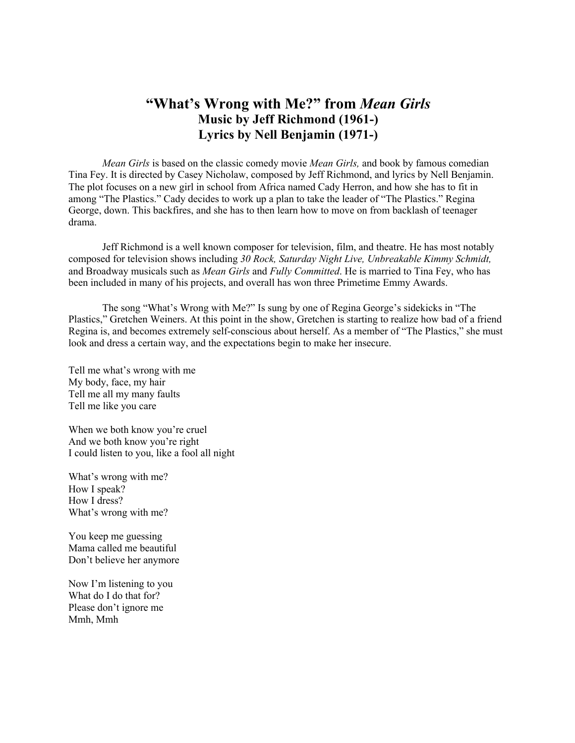# "What's Wrong with Me?" from *Mean Girls*

## Music by Jeff Richmond (1961-)

## Lyrics by Nell Benjamin (1971-)

*Mean Girls* is based on the classic comedy movie *Mean Girls,* and book by famous comedian Tina Fey. It is directed by Casey Nicholaw, composed by Jeff Richmond, and lyrics by Nell Benjamin. The plot focuses on a new girl in school from Africa named Cady Herron, and how she has to fit in among "The Plastics." Cady decides to work up a plan to take the leader of "The Plastics." Regina George, down. This backfires, and she has to then learn how to move on from backlash of teenager drama.

Jeff Richmond is a well known composer for television, film, and theatre. He has most notably composed for television shows including *30 Rock, Saturday Night Live, Unbreakable Kimmy Schmidt,* and Broadway musicals such as *Mean Girls* and *Fully Committed*. He is married to Tina Fey, who has been included in many of his projects, and overall has won three Primetime Emmy Awards.

The song "What's Wrong with Me?" Is sung by one of Regina George's sidekicks in "The Plastics," Gretchen Weiners. At this point in the show, Gretchen is starting to realize how bad of a friend Regina is, and becomes extremely self-conscious about herself. As a member of "The Plastics," she must look and dress a certain way, and the expectations begin to make her insecure.

Tell me what's wrong with me
My body, face, my hair
Tell me all my many faults
Tell me like you care

When we both know you're cruel
And we both know you're right
I could listen to you, like a fool all night

What's wrong with me?
How I speak?
How I dress?
What's wrong with me?

You keep me guessing
Mama called me beautiful
Don't believe her anymore

Now I'm listening to you
What do I do that for?
Please don't ignore me
Mmh, Mmh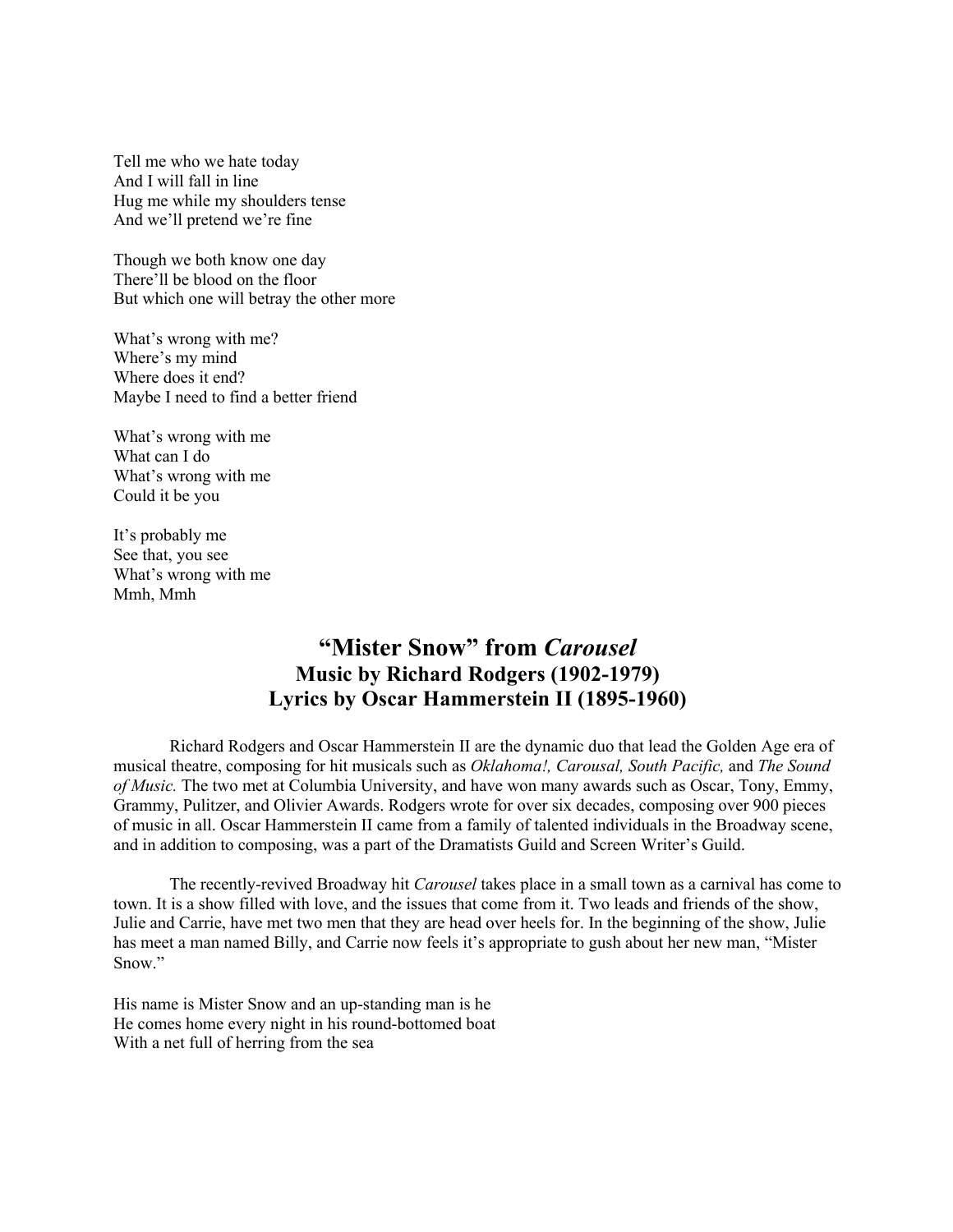Tell me who we hate today
And I will fall in line
Hug me while my shoulders tense
And we'll pretend we're fine

Though we both know one day
There'll be blood on the floor
But which one will betray the other more

What's wrong with me?
Where's my mind
Where does it end?
Maybe I need to find a better friend

What's wrong with me
What can I do
What's wrong with me
Could it be you

It's probably me
See that, you see
What's wrong with me
Mmh, Mmh

## "Mister Snow" from *Carousel*
### Music by Richard Rodgers (1902-1979)
### Lyrics by Oscar Hammerstein II (1895-1960)

Richard Rodgers and Oscar Hammerstein II are the dynamic duo that lead the Golden Age era of musical theatre, composing for hit musicals such as *Oklahoma!, Carousal, South Pacific,* and *The Sound of Music.* The two met at Columbia University, and have won many awards such as Oscar, Tony, Emmy, Grammy, Pulitzer, and Olivier Awards. Rodgers wrote for over six decades, composing over 900 pieces of music in all. Oscar Hammerstein II came from a family of talented individuals in the Broadway scene, and in addition to composing, was a part of the Dramatists Guild and Screen Writer's Guild.

The recently-revived Broadway hit *Carousel* takes place in a small town as a carnival has come to town. It is a show filled with love, and the issues that come from it. Two leads and friends of the show, Julie and Carrie, have met two men that they are head over heels for. In the beginning of the show, Julie has meet a man named Billy, and Carrie now feels it's appropriate to gush about her new man, "Mister Snow."

His name is Mister Snow and an up-standing man is he
He comes home every night in his round-bottomed boat
With a net full of herring from the sea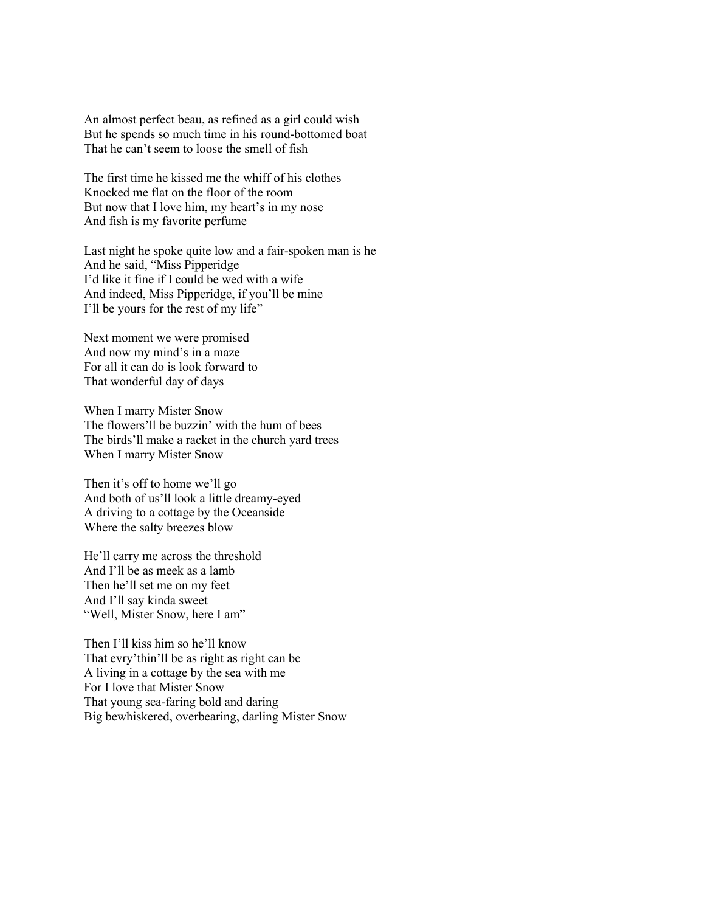An almost perfect beau, as refined as a girl could wish
But he spends so much time in his round-bottomed boat
That he can't seem to loose the smell of fish

The first time he kissed me the whiff of his clothes
Knocked me flat on the floor of the room
But now that I love him, my heart's in my nose
And fish is my favorite perfume

Last night he spoke quite low and a fair-spoken man is he
And he said, "Miss Pipperidge
I'd like it fine if I could be wed with a wife
And indeed, Miss Pipperidge, if you'll be mine
I'll be yours for the rest of my life"

Next moment we were promised
And now my mind's in a maze
For all it can do is look forward to
That wonderful day of days

When I marry Mister Snow
The flowers'll be buzzin' with the hum of bees
The birds'll make a racket in the church yard trees
When I marry Mister Snow

Then it's off to home we'll go
And both of us'll look a little dreamy-eyed
A driving to a cottage by the Oceanside
Where the salty breezes blow

He'll carry me across the threshold
And I'll be as meek as a lamb
Then he'll set me on my feet
And I'll say kinda sweet
"Well, Mister Snow, here I am"

Then I'll kiss him so he'll know
That evry'thin'll be as right as right can be
A living in a cottage by the sea with me
For I love that Mister Snow
That young sea-faring bold and daring
Big bewhiskered, overbearing, darling Mister Snow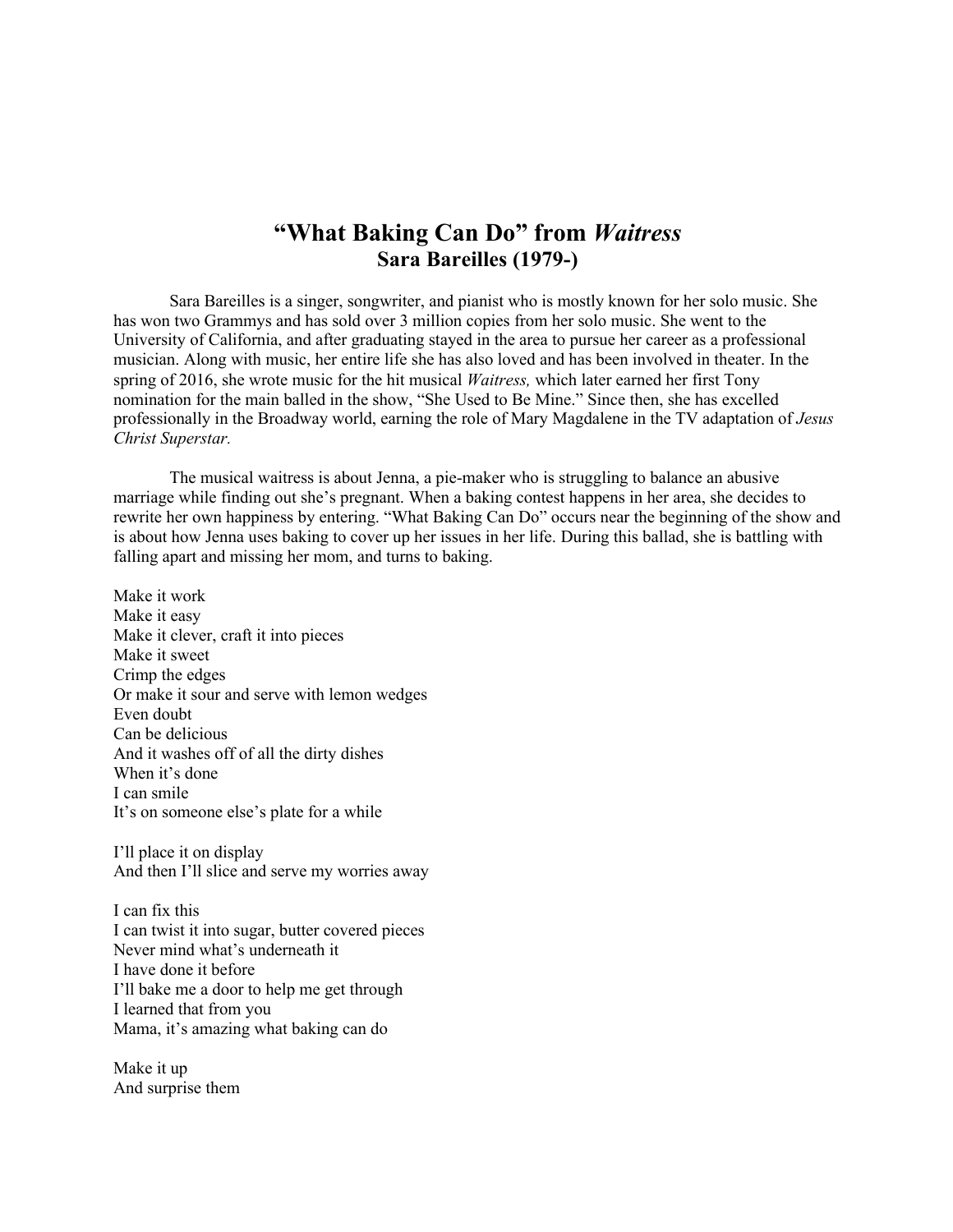# "What Baking Can Do" from *Waitress*
## Sara Bareilles (1979-)

Sara Bareilles is a singer, songwriter, and pianist who is mostly known for her solo music. She has won two Grammys and has sold over 3 million copies from her solo music. She went to the University of California, and after graduating stayed in the area to pursue her career as a professional musician. Along with music, her entire life she has also loved and has been involved in theater. In the spring of 2016, she wrote music for the hit musical *Waitress,* which later earned her first Tony nomination for the main balled in the show, "She Used to Be Mine." Since then, she has excelled professionally in the Broadway world, earning the role of Mary Magdalene in the TV adaptation of *Jesus Christ Superstar.*

The musical waitress is about Jenna, a pie-maker who is struggling to balance an abusive marriage while finding out she's pregnant. When a baking contest happens in her area, she decides to rewrite her own happiness by entering. "What Baking Can Do" occurs near the beginning of the show and is about how Jenna uses baking to cover up her issues in her life. During this ballad, she is battling with falling apart and missing her mom, and turns to baking.

Make it work  
Make it easy  
Make it clever, craft it into pieces  
Make it sweet  
Crimp the edges  
Or make it sour and serve with lemon wedges  
Even doubt  
Can be delicious  
And it washes off of all the dirty dishes  
When it's done  
I can smile  
It's on someone else's plate for a while

I'll place it on display  
And then I'll slice and serve my worries away

I can fix this  
I can twist it into sugar, butter covered pieces  
Never mind what's underneath it  
I have done it before  
I'll bake me a door to help me get through  
I learned that from you  
Mama, it's amazing what baking can do

Make it up  
And surprise them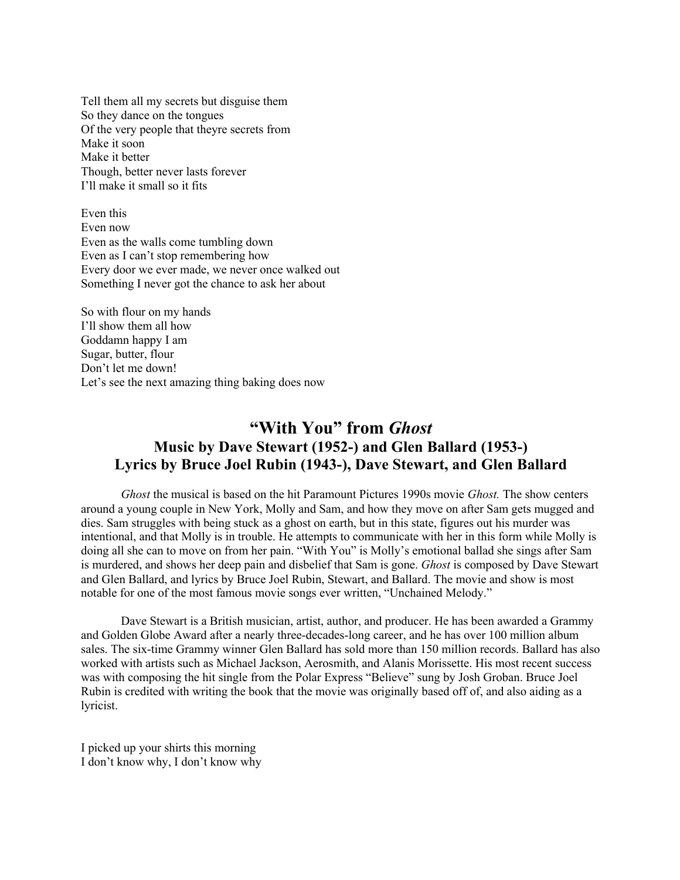Tell them all my secrets but disguise them
So they dance on the tongues
Of the very people that theyre secrets from
Make it soon
Make it better
Though, better never lasts forever
I'll make it small so it fits

Even this
Even now
Even as the walls come tumbling down
Even as I can't stop remembering how
Every door we ever made, we never once walked out
Something I never got the chance to ask her about

So with flour on my hands
I'll show them all how
Goddamn happy I am
Sugar, butter, flour
Don't let me down!
Let's see the next amazing thing baking does now

## "With You" from *Ghost*
### Music by Dave Stewart (1952-) and Glen Ballard (1953-)
### Lyrics by Bruce Joel Rubin (1943-), Dave Stewart, and Glen Ballard

*Ghost* the musical is based on the hit Paramount Pictures 1990s movie *Ghost.* The show centers around a young couple in New York, Molly and Sam, and how they move on after Sam gets mugged and dies. Sam struggles with being stuck as a ghost on earth, but in this state, figures out his murder was intentional, and that Molly is in trouble. He attempts to communicate with her in this form while Molly is doing all she can to move on from her pain. "With You" is Molly's emotional ballad she sings after Sam is murdered, and shows her deep pain and disbelief that Sam is gone. *Ghost* is composed by Dave Stewart and Glen Ballard, and lyrics by Bruce Joel Rubin, Stewart, and Ballard. The movie and show is most notable for one of the most famous movie songs ever written, "Unchained Melody."

Dave Stewart is a British musician, artist, author, and producer. He has been awarded a Grammy and Golden Globe Award after a nearly three-decades-long career, and he has over 100 million album sales. The six-time Grammy winner Glen Ballard has sold more than 150 million records. Ballard has also worked with artists such as Michael Jackson, Aerosmith, and Alanis Morissette. His most recent success was with composing the hit single from the Polar Express "Believe" sung by Josh Groban. Bruce Joel Rubin is credited with writing the book that the movie was originally based off of, and also aiding as a lyricist.

I picked up your shirts this morning
I don't know why, I don't know why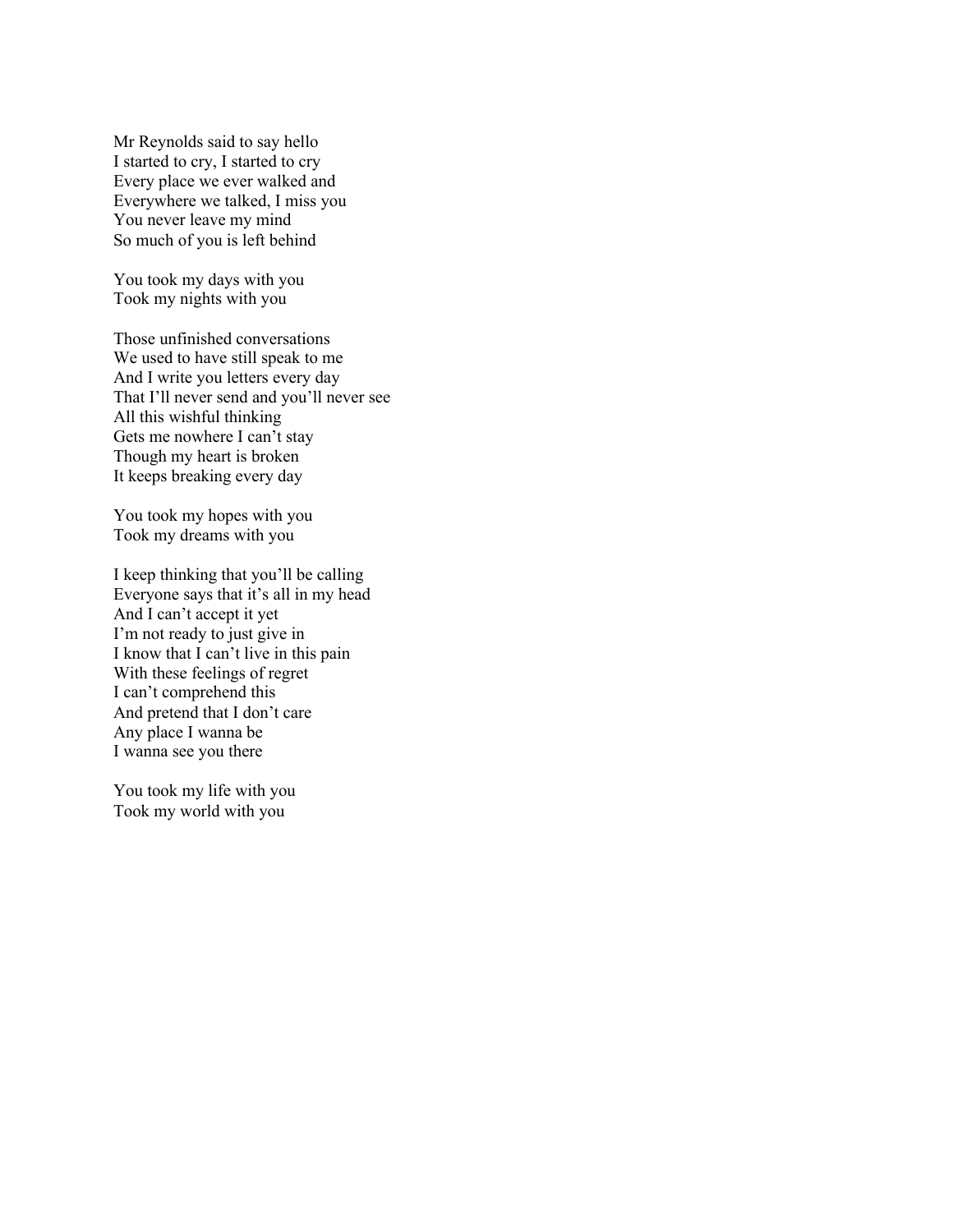Mr Reynolds said to say hello
I started to cry, I started to cry
Every place we ever walked and
Everywhere we talked, I miss you
You never leave my mind
So much of you is left behind

You took my days with you
Took my nights with you

Those unfinished conversations
We used to have still speak to me
And I write you letters every day
That I'll never send and you'll never see
All this wishful thinking
Gets me nowhere I can't stay
Though my heart is broken
It keeps breaking every day

You took my hopes with you
Took my dreams with you

I keep thinking that you'll be calling
Everyone says that it's all in my head
And I can't accept it yet
I'm not ready to just give in
I know that I can't live in this pain
With these feelings of regret
I can't comprehend this
And pretend that I don't care
Any place I wanna be
I wanna see you there

You took my life with you
Took my world with you